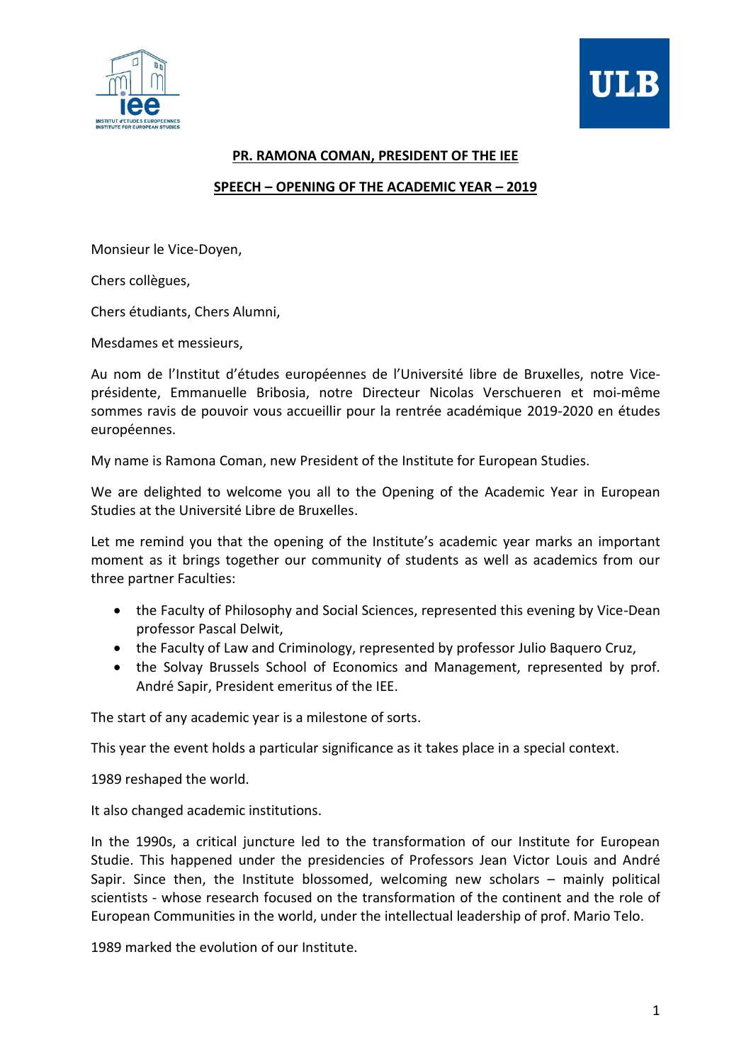**PR. RAMONA COMAN, PRESIDENT OF THE IEE**

**SPEECH – OPENING OF THE ACADEMIC YEAR – 2019**

Monsieur le Vice-Doyen,

Chers collègues,

Chers étudiants, Chers Alumni,

Mesdames et messieurs,

Au nom de l'Institut d'études européennes de l'Université libre de Bruxelles, notre Vice-présidente, Emmanuelle Bribosia, notre Directeur Nicolas Verschueren et moi-même sommes ravis de pouvoir vous accueillir pour la rentrée académique 2019-2020 en études européennes.

My name is Ramona Coman, new President of the Institute for European Studies.

We are delighted to welcome you all to the Opening of the Academic Year in European Studies at the Université Libre de Bruxelles.

Let me remind you that the opening of the Institute's academic year marks an important moment as it brings together our community of students as well as academics from our three partner Faculties:

- the Faculty of Philosophy and Social Sciences, represented this evening by Vice-Dean professor Pascal Delwit,
- the Faculty of Law and Criminology, represented by professor Julio Baquero Cruz,
- the Solvay Brussels School of Economics and Management, represented by prof. André Sapir, President emeritus of the IEE.

The start of any academic year is a milestone of sorts.

This year the event holds a particular significance as it takes place in a special context.

1989 reshaped the world.

It also changed academic institutions.

In the 1990s, a critical juncture led to the transformation of our Institute for European Studie. This happened under the presidencies of Professors Jean Victor Louis and André Sapir. Since then, the Institute blossomed, welcoming new scholars – mainly political scientists - whose research focused on the transformation of the continent and the role of European Communities in the world, under the intellectual leadership of prof. Mario Telo.

1989 marked the evolution of our Institute.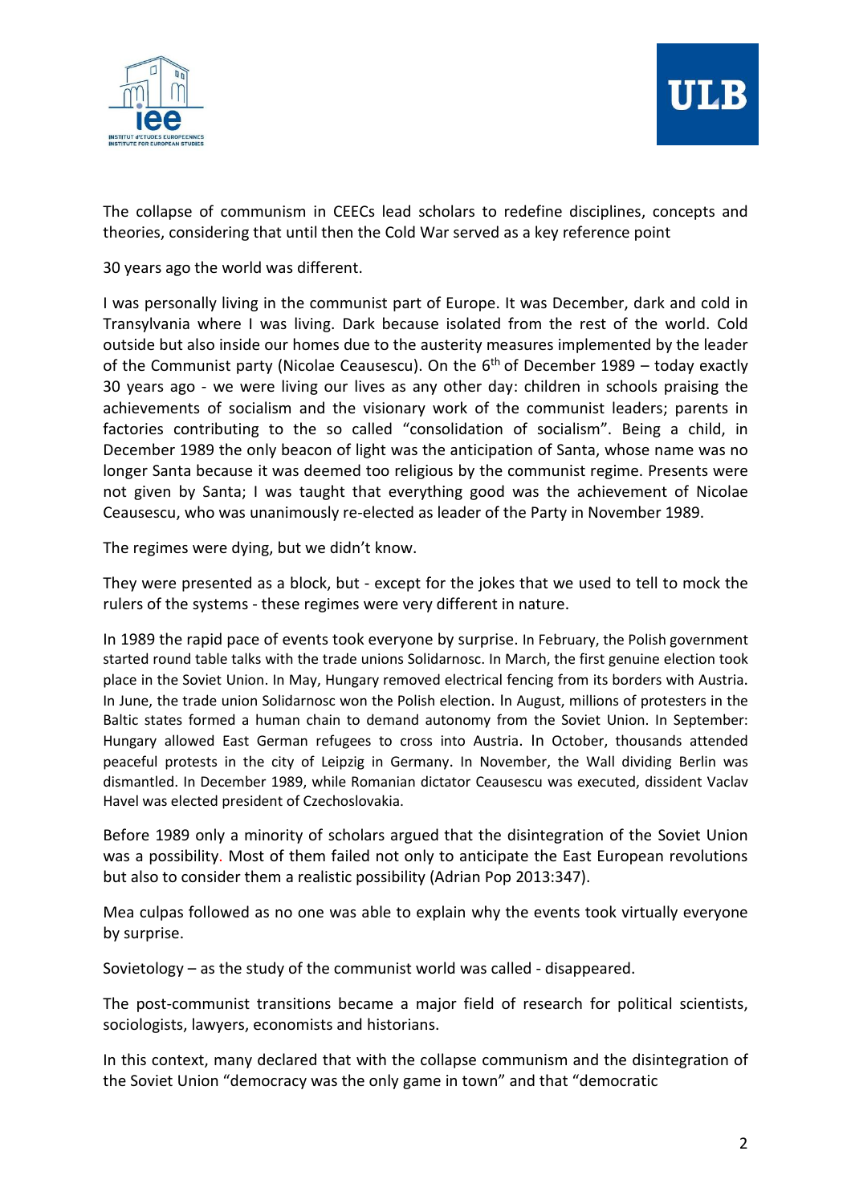The collapse of communism in CEECs lead scholars to redefine disciplines, concepts and theories, considering that until then the Cold War served as a key reference point

30 years ago the world was different.

I was personally living in the communist part of Europe. It was December, dark and cold in Transylvania where I was living. Dark because isolated from the rest of the world. Cold outside but also inside our homes due to the austerity measures implemented by the leader of the Communist party (Nicolae Ceausescu). On the 6th of December 1989 – today exactly 30 years ago - we were living our lives as any other day: children in schools praising the achievements of socialism and the visionary work of the communist leaders; parents in factories contributing to the so called "consolidation of socialism". Being a child, in December 1989 the only beacon of light was the anticipation of Santa, whose name was no longer Santa because it was deemed too religious by the communist regime. Presents were not given by Santa; I was taught that everything good was the achievement of Nicolae Ceausescu, who was unanimously re-elected as leader of the Party in November 1989.

The regimes were dying, but we didn't know.

They were presented as a block, but - except for the jokes that we used to tell to mock the rulers of the systems - these regimes were very different in nature.

In 1989 the rapid pace of events took everyone by surprise. In February, the Polish government started round table talks with the trade unions Solidarnosc. In March, the first genuine election took place in the Soviet Union. In May, Hungary removed electrical fencing from its borders with Austria. In June, the trade union Solidarnosc won the Polish election. In August, millions of protesters in the Baltic states formed a human chain to demand autonomy from the Soviet Union. In September: Hungary allowed East German refugees to cross into Austria. In October, thousands attended peaceful protests in the city of Leipzig in Germany. In November, the Wall dividing Berlin was dismantled. In December 1989, while Romanian dictator Ceausescu was executed, dissident Vaclav Havel was elected president of Czechoslovakia.

Before 1989 only a minority of scholars argued that the disintegration of the Soviet Union was a possibility. Most of them failed not only to anticipate the East European revolutions but also to consider them a realistic possibility (Adrian Pop 2013:347).

Mea culpas followed as no one was able to explain why the events took virtually everyone by surprise.

Sovietology – as the study of the communist world was called - disappeared.

The post-communist transitions became a major field of research for political scientists, sociologists, lawyers, economists and historians.

In this context, many declared that with the collapse communism and the disintegration of the Soviet Union "democracy was the only game in town" and that "democratic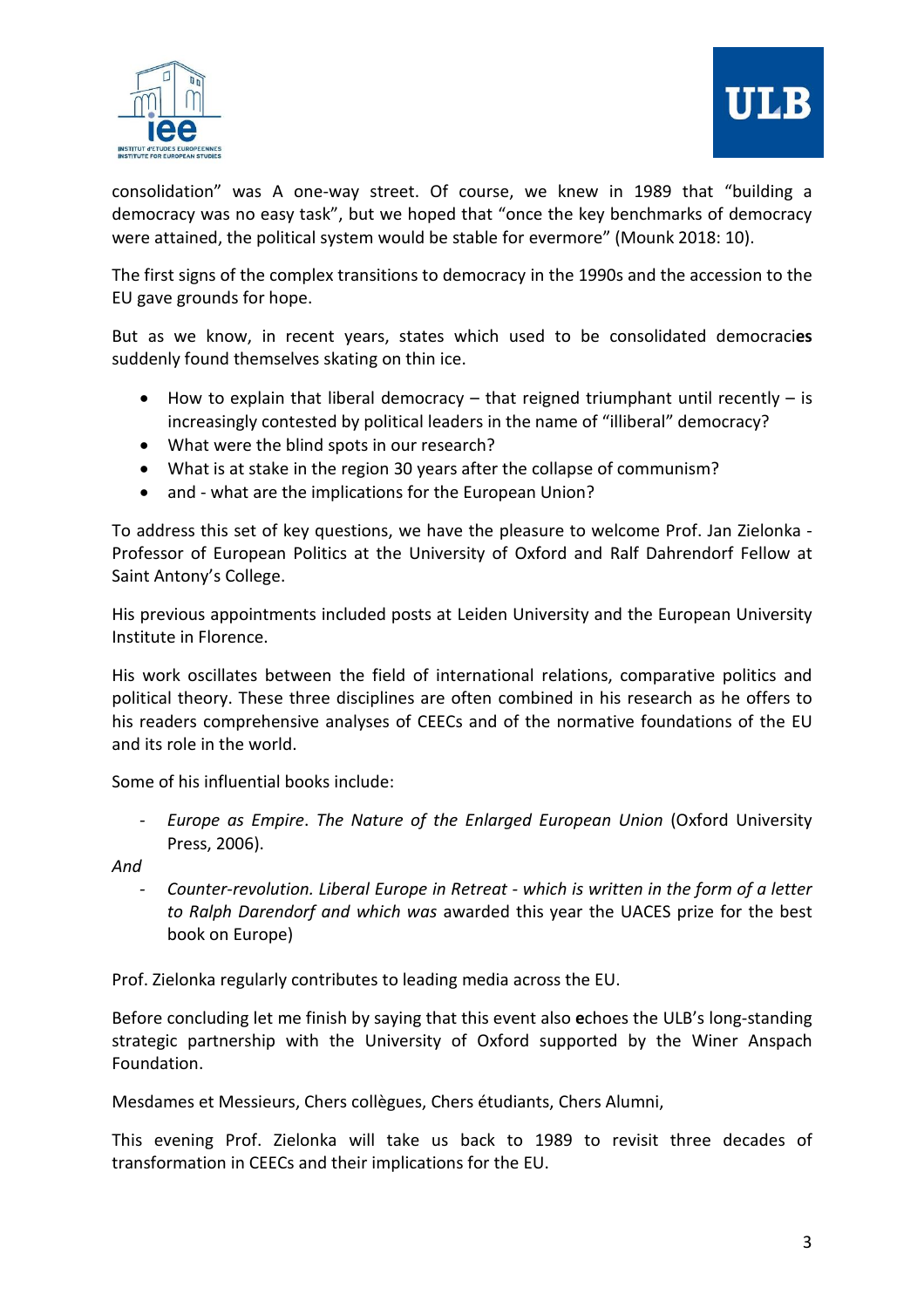consolidation" was A one-way street. Of course, we knew in 1989 that "building a democracy was no easy task", but we hoped that "once the key benchmarks of democracy were attained, the political system would be stable for evermore" (Mounk 2018: 10).

The first signs of the complex transitions to democracy in the 1990s and the accession to the EU gave grounds for hope.

But as we know, in recent years, states which used to be consolidated democrac**ies** suddenly found themselves skating on thin ice.

- How to explain that liberal democracy – that reigned triumphant until recently – is increasingly contested by political leaders in the name of "illiberal" democracy?
- What were the blind spots in our research?
- What is at stake in the region 30 years after the collapse of communism?
- and - what are the implications for the European Union?

To address this set of key questions, we have the pleasure to welcome Prof. Jan Zielonka - Professor of European Politics at the University of Oxford and Ralf Dahrendorf Fellow at Saint Antony's College.

His previous appointments included posts at Leiden University and the European University Institute in Florence.

His work oscillates between the field of international relations, comparative politics and political theory. These three disciplines are often combined in his research as he offers to his readers comprehensive analyses of CEECs and of the normative foundations of the EU and its role in the world.

Some of his influential books include:

- *Europe as Empire*. *The Nature of the Enlarged European Union* (Oxford University Press, 2006).

*And*

- *Counter-revolution. Liberal Europe in Retreat - which is written in the form of a letter to Ralph Darendorf and which was* awarded this year the UACES prize for the best book on Europe)

Prof. Zielonka regularly contributes to leading media across the EU.

Before concluding let me finish by saying that this event also **e**choes the ULB's long-standing strategic partnership with the University of Oxford supported by the Winer Anspach Foundation.

Mesdames et Messieurs, Chers collègues, Chers étudiants, Chers Alumni,

This evening Prof. Zielonka will take us back to 1989 to revisit three decades of transformation in CEECs and their implications for the EU.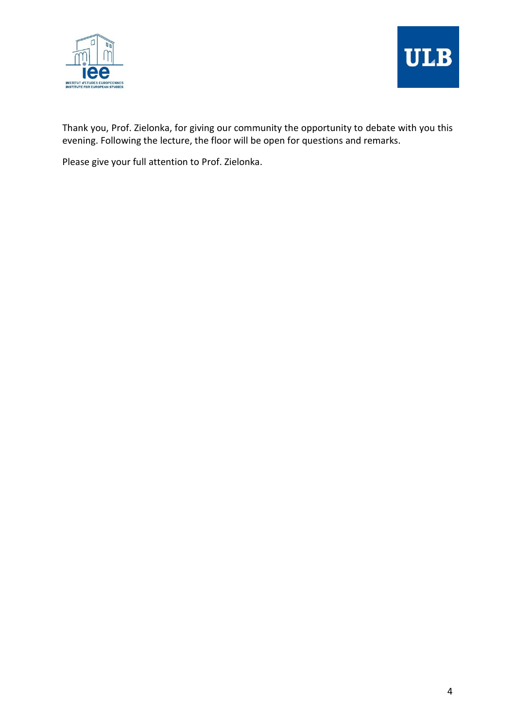Thank you, Prof. Zielonka, for giving our community the opportunity to debate with you this evening. Following the lecture, the floor will be open for questions and remarks.

Please give your full attention to Prof. Zielonka.